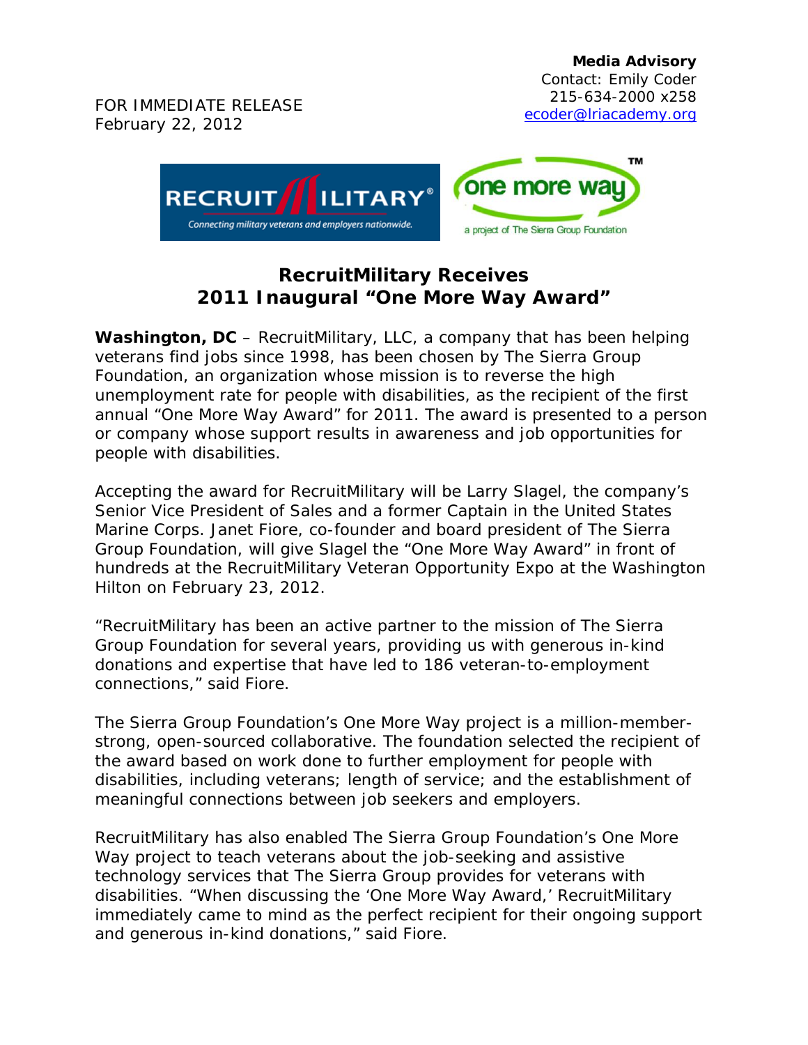**Media Advisory**
Contact: Emily Coder
215-634-2000 x258
ecoder@lriacademy.org

FOR IMMEDIATE RELEASE
February 22, 2012

# RecruitMilitary Receives 2011 Inaugural "One More Way Award"

**Washington, DC** – RecruitMilitary, LLC, a company that has been helping veterans find jobs since 1998, has been chosen by The Sierra Group Foundation, an organization whose mission is to reverse the high unemployment rate for people with disabilities, as the recipient of the first annual "One More Way Award" for 2011. The award is presented to a person or company whose support results in awareness and job opportunities for people with disabilities.

Accepting the award for RecruitMilitary will be Larry Slagel, the company's Senior Vice President of Sales and a former Captain in the United States Marine Corps. Janet Fiore, co-founder and board president of The Sierra Group Foundation, will give Slagel the "One More Way Award" in front of hundreds at the RecruitMilitary Veteran Opportunity Expo at the Washington Hilton on February 23, 2012.

"RecruitMilitary has been an active partner to the mission of The Sierra Group Foundation for several years, providing us with generous in-kind donations and expertise that have led to 186 veteran-to-employment connections," said Fiore.

The Sierra Group Foundation's One More Way project is a million-member-strong, open-sourced collaborative. The foundation selected the recipient of the award based on work done to further employment for people with disabilities, including veterans; length of service; and the establishment of meaningful connections between job seekers and employers.

RecruitMilitary has also enabled The Sierra Group Foundation's One More Way project to teach veterans about the job-seeking and assistive technology services that The Sierra Group provides for veterans with disabilities. "When discussing the 'One More Way Award,' RecruitMilitary immediately came to mind as the perfect recipient for their ongoing support and generous in-kind donations," said Fiore.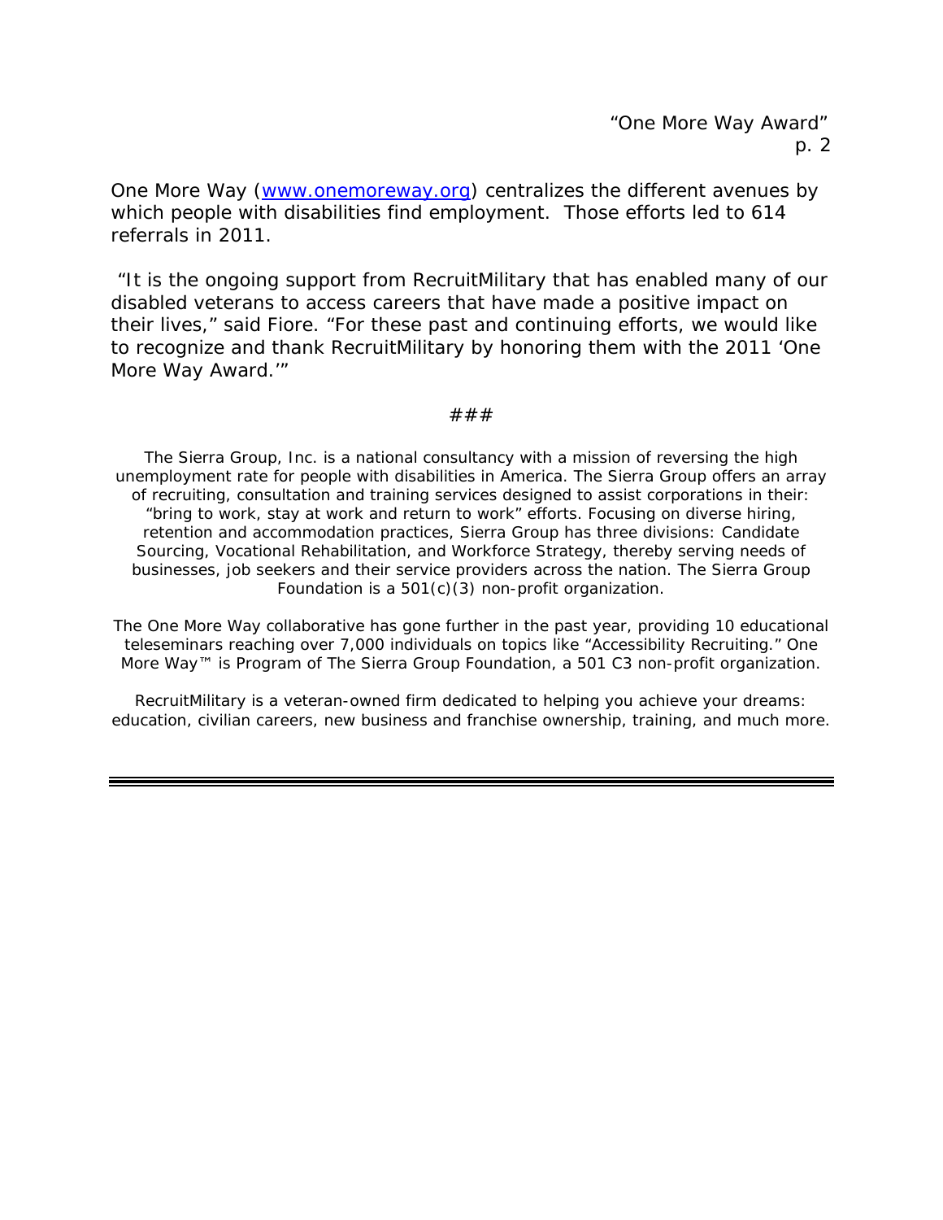One More Way ([www.onemoreway.org](http://www.onemoreway.org)) centralizes the different avenues by which people with disabilities find employment. Those efforts led to 614 referrals in 2011.

"It is the ongoing support from RecruitMilitary that has enabled many of our disabled veterans to access careers that have made a positive impact on their lives," said Fiore. "For these past and continuing efforts, we would like to recognize and thank RecruitMilitary by honoring them with the 2011 'One More Way Award.'"

###

The Sierra Group, Inc. is a national consultancy with a mission of reversing the high unemployment rate for people with disabilities in America. The Sierra Group offers an array of recruiting, consultation and training services designed to assist corporations in their: "bring to work, stay at work and return to work" efforts. Focusing on diverse hiring, retention and accommodation practices, Sierra Group has three divisions: Candidate Sourcing, Vocational Rehabilitation, and Workforce Strategy, thereby serving needs of businesses, job seekers and their service providers across the nation. The Sierra Group Foundation is a 501(c)(3) non-profit organization.

The One More Way collaborative has gone further in the past year, providing 10 educational teleseminars reaching over 7,000 individuals on topics like "Accessibility Recruiting." One More Way™ is Program of The Sierra Group Foundation, a 501 C3 non-profit organization.

RecruitMilitary is a veteran-owned firm dedicated to helping you achieve your dreams: education, civilian careers, new business and franchise ownership, training, and much more.